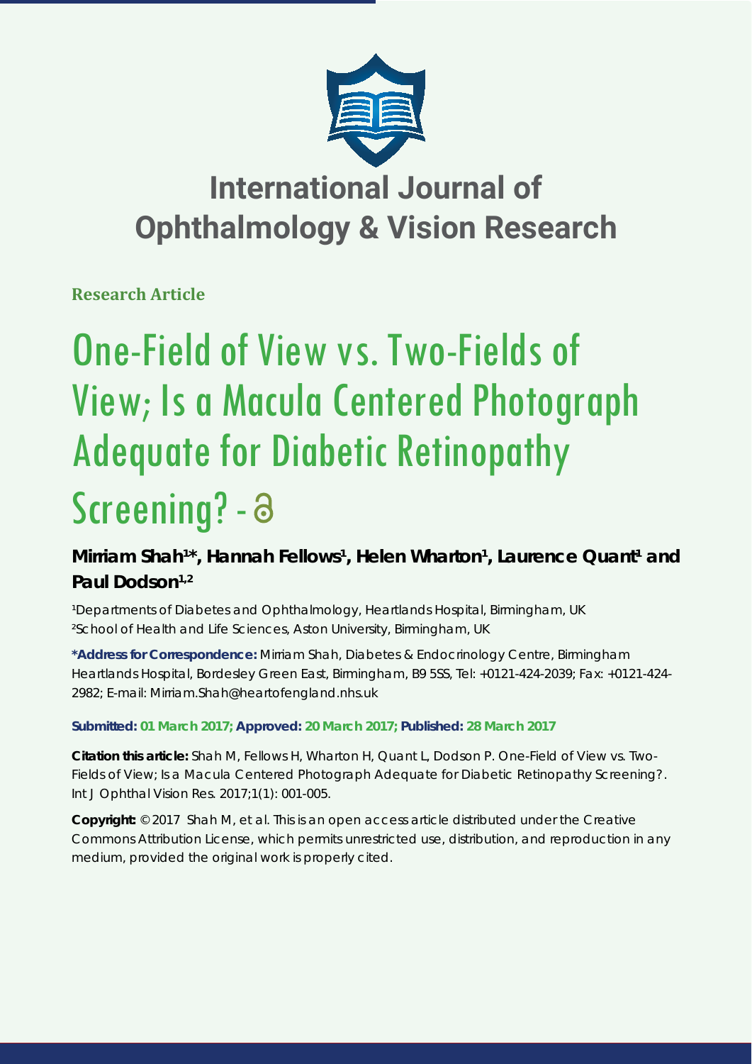# International Journal of Ophthalmology & Vision Research

**Research Article**

# One-Field of View vs. Two-Fields of View; Is a Macula Centered Photograph Adequate for Diabetic Retinopathy Screening?

**Mirriam Shah[1]*, Hannah Fellows[1], Helen Wharton[1], Laurence Quant[1] and Paul Dodson[1,2]**

[1]Departments of Diabetes and Ophthalmology, Heartlands Hospital, Birmingham, UK
[2]School of Health and Life Sciences, Aston University, Birmingham, UK

**\*Address for Correspondence:** Mirriam Shah, Diabetes & Endocrinology Centre, Birmingham Heartlands Hospital, Bordesley Green East, Birmingham, B9 5SS, Tel: +0121-424-2039; Fax: +0121-424-2982; E-mail: Mirriam.Shah@heartofengland.nhs.uk

**Submitted: 01 March 2017; Approved: 20 March 2017; Published: 28 March 2017**

**Citation this article:** Shah M, Fellows H, Wharton H, Quant L, Dodson P. One-Field of View vs. Two-Fields of View; Is a Macula Centered Photograph Adequate for Diabetic Retinopathy Screening?. Int J Ophthal Vision Res. 2017;1(1): 001-005.

**Copyright:** © 2017 Shah M, et al. This is an open access article distributed under the Creative Commons Attribution License, which permits unrestricted use, distribution, and reproduction in any medium, provided the original work is properly cited.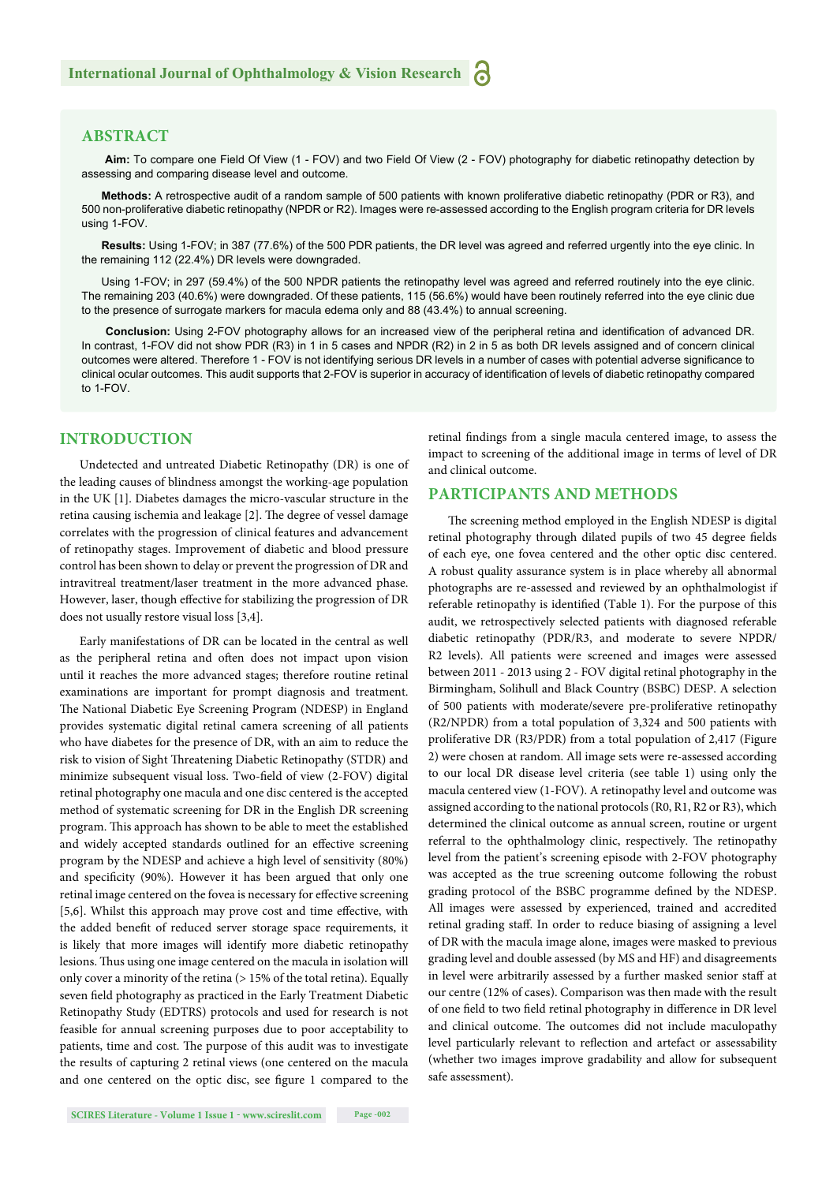## ABSTRACT

**Aim:** To compare one Field Of View (1 - FOV) and two Field Of View (2 - FOV) photography for diabetic retinopathy detection by assessing and comparing disease level and outcome.

**Methods:** A retrospective audit of a random sample of 500 patients with known proliferative diabetic retinopathy (PDR or R3), and 500 non-proliferative diabetic retinopathy (NPDR or R2). Images were re-assessed according to the English program criteria for DR levels using 1-FOV.

**Results:** Using 1-FOV; in 387 (77.6%) of the 500 PDR patients, the DR level was agreed and referred urgently into the eye clinic. In the remaining 112 (22.4%) DR levels were downgraded.

Using 1-FOV; in 297 (59.4%) of the 500 NPDR patients the retinopathy level was agreed and referred routinely into the eye clinic. The remaining 203 (40.6%) were downgraded. Of these patients, 115 (56.6%) would have been routinely referred into the eye clinic due to the presence of surrogate markers for macula edema only and 88 (43.4%) to annual screening.

**Conclusion:** Using 2-FOV photography allows for an increased view of the peripheral retina and identification of advanced DR. In contrast, 1-FOV did not show PDR (R3) in 1 in 5 cases and NPDR (R2) in 2 in 5 as both DR levels assigned and of concern clinical outcomes were altered. Therefore 1 - FOV is not identifying serious DR levels in a number of cases with potential adverse significance to clinical ocular outcomes. This audit supports that 2-FOV is superior in accuracy of identification of levels of diabetic retinopathy compared to 1-FOV.

## INTRODUCTION

Undetected and untreated Diabetic Retinopathy (DR) is one of the leading causes of blindness amongst the working-age population in the UK [1]. Diabetes damages the micro-vascular structure in the retina causing ischemia and leakage [2]. The degree of vessel damage correlates with the progression of clinical features and advancement of retinopathy stages. Improvement of diabetic and blood pressure control has been shown to delay or prevent the progression of DR and intravitreal treatment/laser treatment in the more advanced phase. However, laser, though effective for stabilizing the progression of DR does not usually restore visual loss [3,4].

Early manifestations of DR can be located in the central as well as the peripheral retina and often does not impact upon vision until it reaches the more advanced stages; therefore routine retinal examinations are important for prompt diagnosis and treatment. The National Diabetic Eye Screening Program (NDESP) in England provides systematic digital retinal camera screening of all patients who have diabetes for the presence of DR, with an aim to reduce the risk to vision of Sight Threatening Diabetic Retinopathy (STDR) and minimize subsequent visual loss. Two-field of view (2-FOV) digital retinal photography one macula and one disc centered is the accepted method of systematic screening for DR in the English DR screening program. This approach has shown to be able to meet the established and widely accepted standards outlined for an effective screening program by the NDESP and achieve a high level of sensitivity (80%) and specificity (90%). However it has been argued that only one retinal image centered on the fovea is necessary for effective screening [5,6]. Whilst this approach may prove cost and time effective, with the added benefit of reduced server storage space requirements, it is likely that more images will identify more diabetic retinopathy lesions. Thus using one image centered on the macula in isolation will only cover a minority of the retina (> 15% of the total retina). Equally seven field photography as practiced in the Early Treatment Diabetic Retinopathy Study (EDTRS) protocols and used for research is not feasible for annual screening purposes due to poor acceptability to patients, time and cost. The purpose of this audit was to investigate the results of capturing 2 retinal views (one centered on the macula and one centered on the optic disc, see figure 1 compared to the retinal findings from a single macula centered image, to assess the impact to screening of the additional image in terms of level of DR and clinical outcome.

## PARTICIPANTS AND METHODS

The screening method employed in the English NDESP is digital retinal photography through dilated pupils of two 45 degree fields of each eye, one fovea centered and the other optic disc centered. A robust quality assurance system is in place whereby all abnormal photographs are re-assessed and reviewed by an ophthalmologist if referable retinopathy is identified (Table 1). For the purpose of this audit, we retrospectively selected patients with diagnosed referable diabetic retinopathy (PDR/R3, and moderate to severe NPDR/R2 levels). All patients were screened and images were assessed between 2011 - 2013 using 2 - FOV digital retinal photography in the Birmingham, Solihull and Black Country (BSBC) DESP. A selection of 500 patients with moderate/severe pre-proliferative retinopathy (R2/NPDR) from a total population of 3,324 and 500 patients with proliferative DR (R3/PDR) from a total population of 2,417 (Figure 2) were chosen at random. All image sets were re-assessed according to our local DR disease level criteria (see table 1) using only the macula centered view (1-FOV). A retinopathy level and outcome was assigned according to the national protocols (R0, R1, R2 or R3), which determined the clinical outcome as annual screen, routine or urgent referral to the ophthalmology clinic, respectively. The retinopathy level from the patient's screening episode with 2-FOV photography was accepted as the true screening outcome following the robust grading protocol of the BSBC programme defined by the NDESP. All images were assessed by experienced, trained and accredited retinal grading staff. In order to reduce biasing of assigning a level of DR with the macula image alone, images were masked to previous grading level and double assessed (by MS and HF) and disagreements in level were arbitrarily assessed by a further masked senior staff at our centre (12% of cases). Comparison was then made with the result of one field to two field retinal photography in difference in DR level and clinical outcome. The outcomes did not include maculopathy level particularly relevant to reflection and artefact or assessability (whether two images improve gradability and allow for subsequent safe assessment).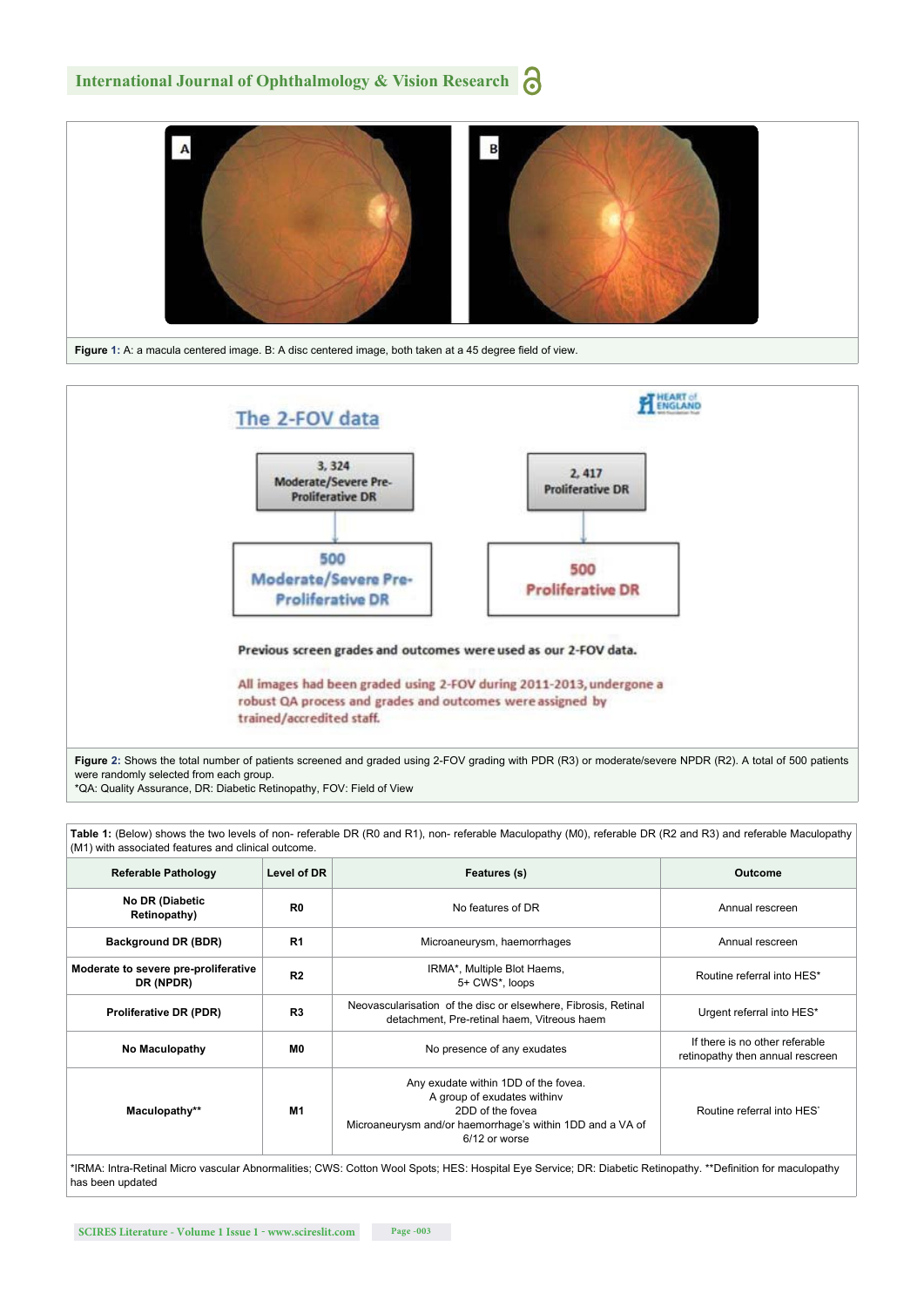**Figure 1:** A: a macula centered image. B: A disc centered image, both taken at a 45 degree field of view.

**Figure 2:** Shows the total number of patients screened and graded using 2-FOV grading with PDR (R3) or moderate/severe NPDR (R2). A total of 500 patients were randomly selected from each group.
*QA: Quality Assurance, DR: Diabetic Retinopathy, FOV: Field of View

**Table 1:** (Below) shows the two levels of non- referable DR (R0 and R1), non- referable Maculopathy (M0), referable DR (R2 and R3) and referable Maculopathy (M1) with associated features and clinical outcome.

| Referable Pathology | Level of DR | Features (s) | Outcome |
|---|---|---|---|
| No DR (Diabetic Retinopathy) | R0 | No features of DR | Annual rescreen |
| Background DR (BDR) | R1 | Microaneurysm, haemorrhages | Annual rescreen |
| Moderate to severe pre-proliferative DR (NPDR) | R2 | IRMA*, Multiple Blot Haems, 5+ CWS*, loops | Routine referral into HES* |
| Proliferative DR (PDR) | R3 | Neovascularisation of the disc or elsewhere, Fibrosis, Retinal detachment, Pre-retinal haem, Vitreous haem | Urgent referral into HES* |
| No Maculopathy | M0 | No presence of any exudates | If there is no other referable retinopathy then annual rescreen |
| Maculopathy** | M1 | Any exudate within 1DD of the fovea. A group of exudates withinv 2DD of the fovea Microaneurysm and/or haemorrhage's within 1DD and a VA of 6/12 or worse | Routine referral into HES` |

*IRMA: Intra-Retinal Micro vascular Abnormalities; CWS: Cotton Wool Spots; HES: Hospital Eye Service; DR: Diabetic Retinopathy. **Definition for maculopathy has been updated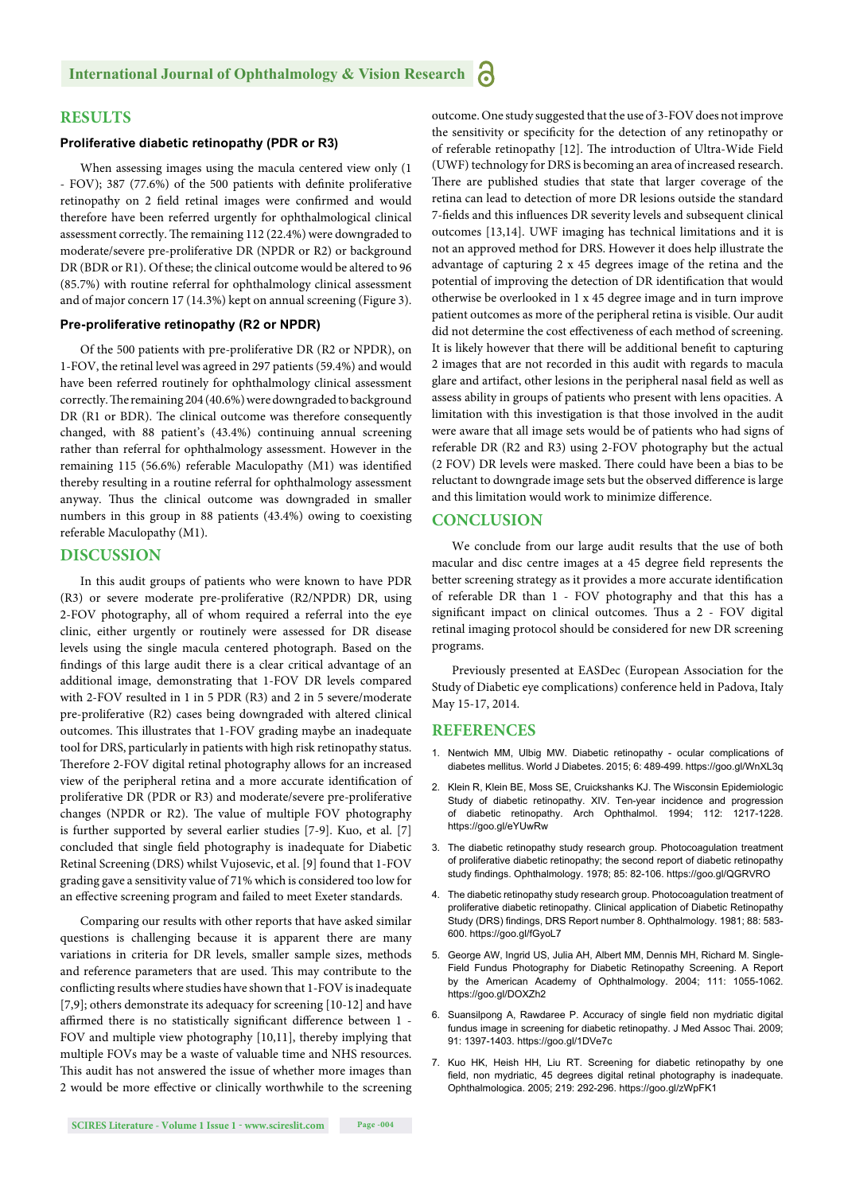## RESULTS

### Proliferative diabetic retinopathy (PDR or R3)

When assessing images using the macula centered view only (1 - FOV); 387 (77.6%) of the 500 patients with definite proliferative retinopathy on 2 field retinal images were confirmed and would therefore have been referred urgently for ophthalmological clinical assessment correctly. The remaining 112 (22.4%) were downgraded to moderate/severe pre-proliferative DR (NPDR or R2) or background DR (BDR or R1). Of these; the clinical outcome would be altered to 96 (85.7%) with routine referral for ophthalmology clinical assessment and of major concern 17 (14.3%) kept on annual screening (Figure 3).

### Pre-proliferative retinopathy (R2 or NPDR)

Of the 500 patients with pre-proliferative DR (R2 or NPDR), on 1-FOV, the retinal level was agreed in 297 patients (59.4%) and would have been referred routinely for ophthalmology clinical assessment correctly. The remaining 204 (40.6%) were downgraded to background DR (R1 or BDR). The clinical outcome was therefore consequently changed, with 88 patient's (43.4%) continuing annual screening rather than referral for ophthalmology assessment. However in the remaining 115 (56.6%) referable Maculopathy (M1) was identified thereby resulting in a routine referral for ophthalmology assessment anyway. Thus the clinical outcome was downgraded in smaller numbers in this group in 88 patients (43.4%) owing to coexisting referable Maculopathy (M1).

## DISCUSSION

In this audit groups of patients who were known to have PDR (R3) or severe moderate pre-proliferative (R2/NPDR) DR, using 2-FOV photography, all of whom required a referral into the eye clinic, either urgently or routinely were assessed for DR disease levels using the single macula centered photograph. Based on the findings of this large audit there is a clear critical advantage of an additional image, demonstrating that 1-FOV DR levels compared with 2-FOV resulted in 1 in 5 PDR (R3) and 2 in 5 severe/moderate pre-proliferative (R2) cases being downgraded with altered clinical outcomes. This illustrates that 1-FOV grading maybe an inadequate tool for DRS, particularly in patients with high risk retinopathy status. Therefore 2-FOV digital retinal photography allows for an increased view of the peripheral retina and a more accurate identification of proliferative DR (PDR or R3) and moderate/severe pre-proliferative changes (NPDR or R2). The value of multiple FOV photography is further supported by several earlier studies [7-9]. Kuo, et al. [7] concluded that single field photography is inadequate for Diabetic Retinal Screening (DRS) whilst Vujosevic, et al. [9] found that 1-FOV grading gave a sensitivity value of 71% which is considered too low for an effective screening program and failed to meet Exeter standards.

Comparing our results with other reports that have asked similar questions is challenging because it is apparent there are many variations in criteria for DR levels, smaller sample sizes, methods and reference parameters that are used. This may contribute to the conflicting results where studies have shown that 1-FOV is inadequate [7,9]; others demonstrate its adequacy for screening [10-12] and have affirmed there is no statistically significant difference between 1 - FOV and multiple view photography [10,11], thereby implying that multiple FOVs may be a waste of valuable time and NHS resources. This audit has not answered the issue of whether more images than 2 would be more effective or clinically worthwhile to the screening outcome. One study suggested that the use of 3-FOV does not improve the sensitivity or specificity for the detection of any retinopathy or of referable retinopathy [12]. The introduction of Ultra-Wide Field (UWF) technology for DRS is becoming an area of increased research. There are published studies that state that larger coverage of the retina can lead to detection of more DR lesions outside the standard 7-fields and this influences DR severity levels and subsequent clinical outcomes [13,14]. UWF imaging has technical limitations and it is not an approved method for DRS. However it does help illustrate the advantage of capturing 2 x 45 degrees image of the retina and the potential of improving the detection of DR identification that would otherwise be overlooked in 1 x 45 degree image and in turn improve patient outcomes as more of the peripheral retina is visible. Our audit did not determine the cost effectiveness of each method of screening. It is likely however that there will be additional benefit to capturing 2 images that are not recorded in this audit with regards to macula glare and artifact, other lesions in the peripheral nasal field as well as assess ability in groups of patients who present with lens opacities. A limitation with this investigation is that those involved in the audit were aware that all image sets would be of patients who had signs of referable DR (R2 and R3) using 2-FOV photography but the actual (2 FOV) DR levels were masked. There could have been a bias to be reluctant to downgrade image sets but the observed difference is large and this limitation would work to minimize difference.

## CONCLUSION

We conclude from our large audit results that the use of both macular and disc centre images at a 45 degree field represents the better screening strategy as it provides a more accurate identification of referable DR than 1 - FOV photography and that this has a significant impact on clinical outcomes. Thus a 2 - FOV digital retinal imaging protocol should be considered for new DR screening programs.

Previously presented at EASDec (European Association for the Study of Diabetic eye complications) conference held in Padova, Italy May 15-17, 2014.

## REFERENCES

1. Nentwich MM, Ulbig MW. Diabetic retinopathy - ocular complications of diabetes mellitus. World J Diabetes. 2015; 6: 489-499. https://goo.gl/WnXL3q
2. Klein R, Klein BE, Moss SE, Cruickshanks KJ. The Wisconsin Epidemiologic Study of diabetic retinopathy. XIV. Ten-year incidence and progression of diabetic retinopathy. Arch Ophthalmol. 1994; 112: 1217-1228. https://goo.gl/eYUwRw
3. The diabetic retinopathy study research group. Photocoagulation treatment of proliferative diabetic retinopathy; the second report of diabetic retinopathy study findings. Ophthalmology. 1978; 85: 82-106. https://goo.gl/QGRVRO
4. The diabetic retinopathy study research group. Photocoagulation treatment of proliferative diabetic retinopathy. Clinical application of Diabetic Retinopathy Study (DRS) findings, DRS Report number 8. Ophthalmology. 1981; 88: 583-600. https://goo.gl/fGyoL7
5. George AW, Ingrid US, Julia AH, Albert MM, Dennis MH, Richard M. Single-Field Fundus Photography for Diabetic Retinopathy Screening. A Report by the American Academy of Ophthalmology. 2004; 111: 1055-1062. https://goo.gl/DOXZh2
6. Suansilpong A, Rawdaree P. Accuracy of single field non mydriatic digital fundus image in screening for diabetic retinopathy. J Med Assoc Thai. 2009; 91: 1397-1403. https://goo.gl/1DVe7c
7. Kuo HK, Heish HH, Liu RT. Screening for diabetic retinopathy by one field, non mydriatic, 45 degrees digital retinal photography is inadequate. Ophthalmologica. 2005; 219: 292-296. https://goo.gl/zWpFK1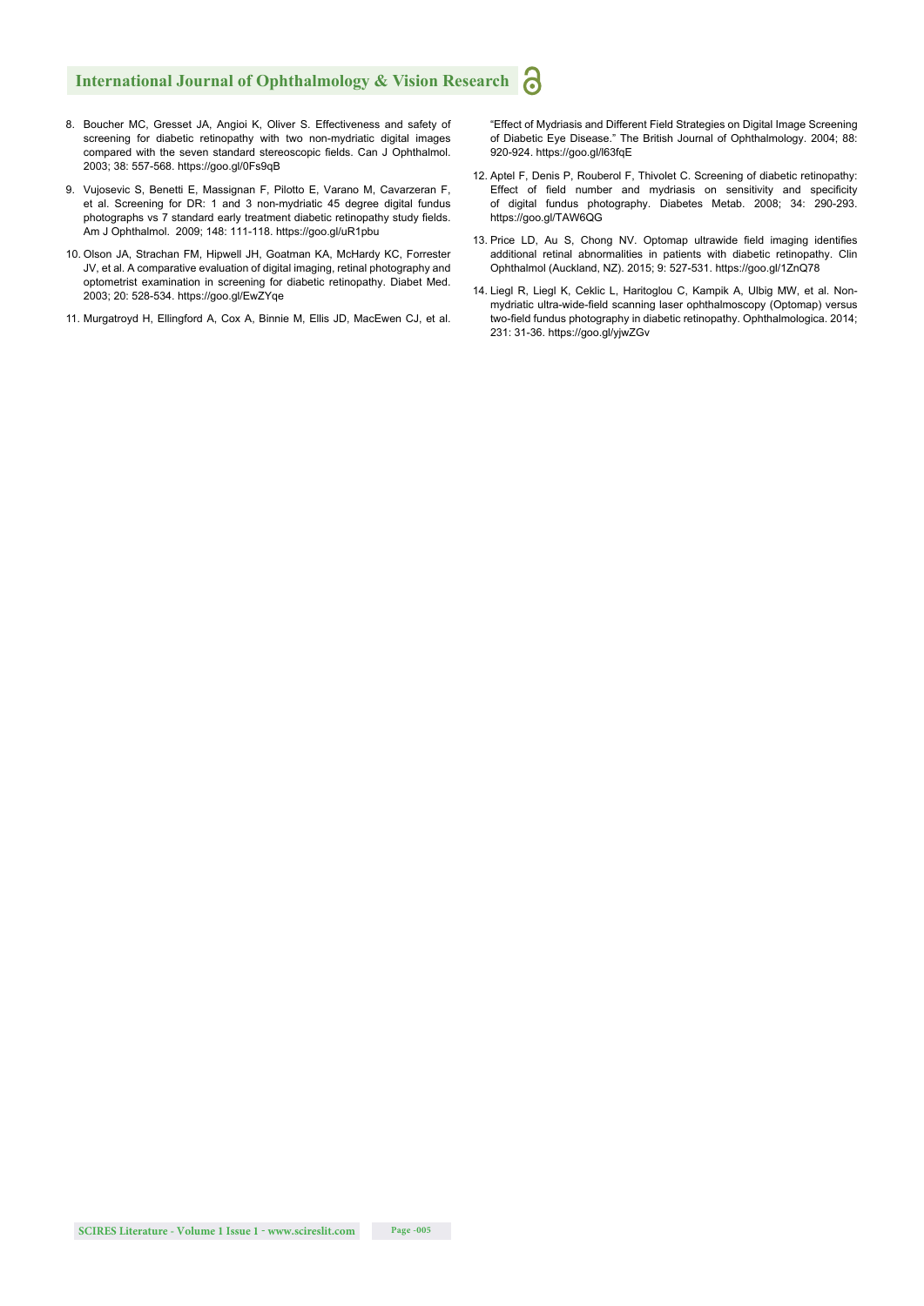8. Boucher MC, Gresset JA, Angioi K, Oliver S. Effectiveness and safety of screening for diabetic retinopathy with two non-mydriatic digital images compared with the seven standard stereoscopic fields. Can J Ophthalmol. 2003; 38: 557-568. https://goo.gl/0Fs9qB

9. Vujosevic S, Benetti E, Massignan F, Pilotto E, Varano M, Cavarzeran F, et al. Screening for DR: 1 and 3 non-mydriatic 45 degree digital fundus photographs vs 7 standard early treatment diabetic retinopathy study fields. Am J Ophthalmol. 2009; 148: 111-118. https://goo.gl/uR1pbu

10. Olson JA, Strachan FM, Hipwell JH, Goatman KA, McHardy KC, Forrester JV, et al. A comparative evaluation of digital imaging, retinal photography and optometrist examination in screening for diabetic retinopathy. Diabet Med. 2003; 20: 528-534. https://goo.gl/EwZYqe

11. Murgatroyd H, Ellingford A, Cox A, Binnie M, Ellis JD, MacEwen CJ, et al. "Effect of Mydriasis and Different Field Strategies on Digital Image Screening of Diabetic Eye Disease." The British Journal of Ophthalmology. 2004; 88: 920-924. https://goo.gl/l63fqE

12. Aptel F, Denis P, Rouberol F, Thivolet C. Screening of diabetic retinopathy: Effect of field number and mydriasis on sensitivity and specificity of digital fundus photography. Diabetes Metab. 2008; 34: 290-293. https://goo.gl/TAW6QG

13. Price LD, Au S, Chong NV. Optomap ultrawide field imaging identifies additional retinal abnormalities in patients with diabetic retinopathy. Clin Ophthalmol (Auckland, NZ). 2015; 9: 527-531. https://goo.gl/1ZnQ78

14. Liegl R, Liegl K, Ceklic L, Haritoglou C, Kampik A, Ulbig MW, et al. Non-mydriatic ultra-wide-field scanning laser ophthalmoscopy (Optomap) versus two-field fundus photography in diabetic retinopathy. Ophthalmologica. 2014; 231: 31-36. https://goo.gl/yjwZGv